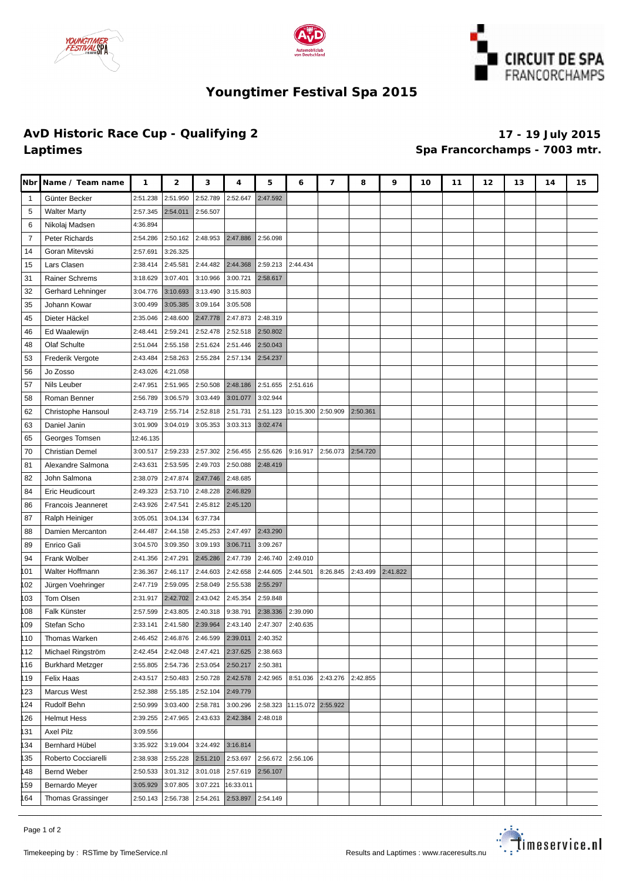# Youngtimer Festival Spa 2015

## AvD Historic Race Cup - Qualifying 2

**17 - 19 July 2015**

## Laptimes

**Spa Francorchamps - 7003 mtr.**

| Nbr | Name / Team name | 1 | 2 | 3 | 4 | 5 | 6 | 7 | 8 | 9 | 10 | 11 | 12 | 13 | 14 | 15 |
|---|---|---|---|---|---|---|---|---|---|---|---|---|---|---|---|---|
| 1 | Günter Becker | 2:51.238 | 2:51.950 | 2:52.789 | 2:52.647 | 2:47.592 | | | | | | | | | | |
| 5 | Walter Marty | 2:57.345 | 2:54.011 | 2:56.507 | | | | | | | | | | | | |
| 6 | Nikolaj Madsen | 4:36.894 | | | | | | | | | | | | | | |
| 7 | Peter Richards | 2:54.286 | 2:50.162 | 2:48.953 | 2:47.886 | 2:56.098 | | | | | | | | | | |
| 14 | Goran Mitevski | 2:57.691 | 3:26.325 | | | | | | | | | | | | | |
| 15 | Lars Clasen | 2:38.414 | 2:45.581 | 2:44.482 | 2:44.368 | 2:59.213 | 2:44.434 | | | | | | | | | |
| 31 | Rainer Schrems | 3:18.629 | 3:07.401 | 3:10.966 | 3:00.721 | 2:58.617 | | | | | | | | | | |
| 32 | Gerhard Lehninger | 3:04.776 | 3:10.693 | 3:13.490 | 3:15.803 | | | | | | | | | | | |
| 35 | Johann Kowar | 3:00.499 | 3:05.385 | 3:09.164 | 3:05.508 | | | | | | | | | | | |
| 45 | Dieter Häckel | 2:35.046 | 2:48.600 | 2:47.778 | 2:47.873 | 2:48.319 | | | | | | | | | | |
| 46 | Ed Waalewijn | 2:48.441 | 2:59.241 | 2:52.478 | 2:52.518 | 2:50.802 | | | | | | | | | | |
| 48 | Olaf Schulte | 2:51.044 | 2:55.158 | 2:51.624 | 2:51.446 | 2:50.043 | | | | | | | | | | |
| 53 | Frederik Vergote | 2:43.484 | 2:58.263 | 2:55.284 | 2:57.134 | 2:54.237 | | | | | | | | | | |
| 56 | Jo Zosso | 2:43.026 | 4:21.058 | | | | | | | | | | | | | |
| 57 | Nils Leuber | 2:47.951 | 2:51.965 | 2:50.508 | 2:48.186 | 2:51.655 | 2:51.616 | | | | | | | | | |
| 58 | Roman Benner | 2:56.789 | 3:06.579 | 3:03.449 | 3:01.077 | 3:02.944 | | | | | | | | | | |
| 62 | Christophe Hansoul | 2:43.719 | 2:55.714 | 2:52.818 | 2:51.731 | 2:51.123 | 10:15.300 | 2:50.909 | 2:50.361 | | | | | | | |
| 63 | Daniel Janin | 3:01.909 | 3:04.019 | 3:05.353 | 3:03.313 | 3:02.474 | | | | | | | | | | |
| 65 | Georges Tomsen | 12:46.135 | | | | | | | | | | | | | | |
| 70 | Christian Demel | 3:00.517 | 2:59.233 | 2:57.302 | 2:56.455 | 2:55.626 | 9:16.917 | 2:56.073 | 2:54.720 | | | | | | | |
| 81 | Alexandre Salmona | 2:43.631 | 2:53.595 | 2:49.703 | 2:50.088 | 2:48.419 | | | | | | | | | | |
| 82 | John Salmona | 2:38.079 | 2:47.874 | 2:47.746 | 2:48.685 | | | | | | | | | | | |
| 84 | Eric Heudicourt | 2:49.323 | 2:53.710 | 2:48.228 | 2:46.829 | | | | | | | | | | | |
| 86 | Francois Jeanneret | 2:43.926 | 2:47.541 | 2:45.812 | 2:45.120 | | | | | | | | | | | |
| 87 | Ralph Heiniger | 3:05.051 | 3:04.134 | 6:37.734 | | | | | | | | | | | | |
| 88 | Damien Mercanton | 2:44.487 | 2:44.158 | 2:45.253 | 2:47.497 | 2:43.290 | | | | | | | | | | |
| 89 | Enrico Gali | 3:04.570 | 3:09.350 | 3:09.193 | 3:06.711 | 3:09.267 | | | | | | | | | | |
| 94 | Frank Wolber | 2:41.356 | 2:47.291 | 2:45.286 | 2:47.739 | 2:46.740 | 2:49.010 | | | | | | | | | |
| 101 | Walter Hoffmann | 2:36.367 | 2:46.117 | 2:44.603 | 2:42.658 | 2:44.605 | 2:44.501 | 8:26.845 | 2:43.499 | 2:41.822 | | | | | | |
| 102 | Jürgen Voehringer | 2:47.719 | 2:59.095 | 2:58.049 | 2:55.538 | 2:55.297 | | | | | | | | | | |
| 103 | Tom Olsen | 2:31.917 | 2:42.702 | 2:43.042 | 2:45.354 | 2:59.848 | | | | | | | | | | |
| 108 | Falk Künster | 2:57.599 | 2:43.805 | 2:40.318 | 9:38.791 | 2:38.336 | 2:39.090 | | | | | | | | | |
| 109 | Stefan Scho | 2:33.141 | 2:41.580 | 2:39.964 | 2:43.140 | 2:47.307 | 2:40.635 | | | | | | | | | |
| 110 | Thomas Warken | 2:46.452 | 2:46.876 | 2:46.599 | 2:39.011 | 2:40.352 | | | | | | | | | | |
| 112 | Michael Ringström | 2:42.454 | 2:42.048 | 2:47.421 | 2:37.625 | 2:38.663 | | | | | | | | | | |
| 116 | Burkhard Metzger | 2:55.805 | 2:54.736 | 2:53.054 | 2:50.217 | 2:50.381 | | | | | | | | | | |
| 119 | Felix Haas | 2:43.517 | 2:50.483 | 2:50.728 | 2:42.578 | 2:42.965 | 8:51.036 | 2:43.276 | 2:42.855 | | | | | | | |
| 123 | Marcus West | 2:52.388 | 2:55.185 | 2:52.104 | 2:49.779 | | | | | | | | | | | |
| 124 | Rudolf Behn | 2:50.999 | 3:03.400 | 2:58.781 | 3:00.296 | 2:58.323 | 11:15.072 | 2:55.922 | | | | | | | | |
| 126 | Helmut Hess | 2:39.255 | 2:47.965 | 2:43.633 | 2:42.384 | 2:48.018 | | | | | | | | | | |
| 131 | Axel Pilz | 3:09.556 | | | | | | | | | | | | | | |
| 134 | Bernhard Hübel | 3:35.922 | 3:19.004 | 3:24.492 | 3:16.814 | | | | | | | | | | | |
| 135 | Roberto Cocciarelli | 2:38.938 | 2:55.228 | 2:51.210 | 2:53.697 | 2:56.672 | 2:56.106 | | | | | | | | | |
| 148 | Bernd Weber | 2:50.533 | 3:01.312 | 3:01.018 | 2:57.619 | 2:56.107 | | | | | | | | | | |
| 159 | Bernardo Meyer | 3:05.929 | 3:07.805 | 3:07.221 | 16:33.011 | | | | | | | | | | | |
| 164 | Thomas Grassinger | 2:50.143 | 2:56.738 | 2:54.261 | 2:53.897 | 2:54.149 | | | | | | | | | | |

Timekeeping by : RSTime by TimeService.nl

Results and Laptimes : www.raceresults.nu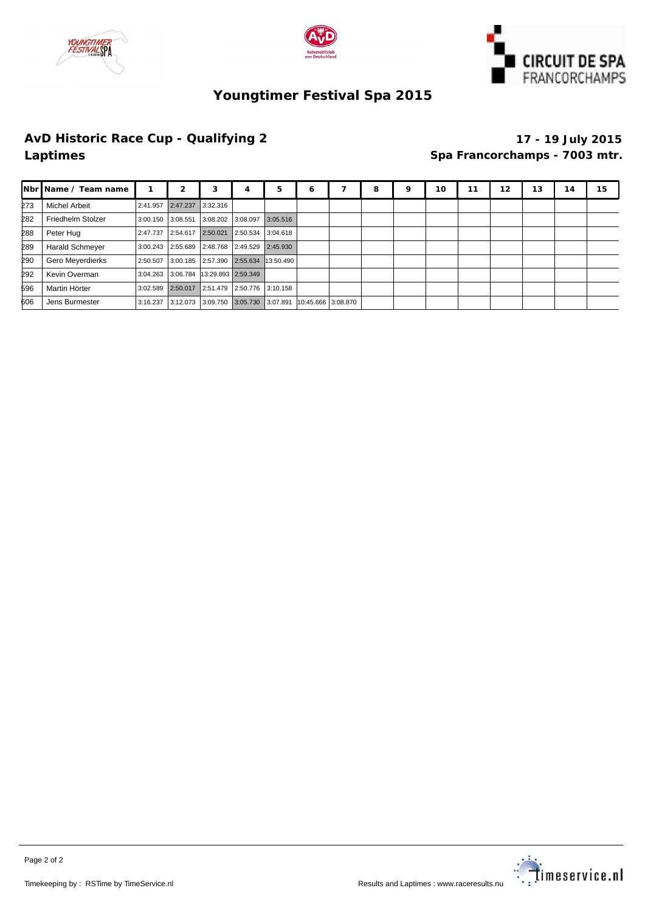# Youngtimer Festival Spa 2015

## AvD Historic Race Cup - Qualifying 2
## Laptimes

**17 - 19 July 2015**
**Spa Francorchamps - 7003 mtr.**

| Nbr | Name / Team name | 1 | 2 | 3 | 4 | 5 | 6 | 7 | 8 | 9 | 10 | 11 | 12 | 13 | 14 | 15 |
|---|---|---|---|---|---|---|---|---|---|---|---|---|---|---|---|---|
| 273 | Michel Arbeit | 2:41.957 | 2:47.237 | 3:32.316 | | | | | | | | | | | | |
| 282 | Friedhelm Stolzer | 3:00.150 | 3:08.551 | 3:08.202 | 3:08.097 | 3:05.516 | | | | | | | | | | |
| 288 | Peter Hug | 2:47.737 | 2:54.617 | 2:50.021 | 2:50.534 | 3:04.618 | | | | | | | | | | |
| 289 | Harald Schmeyer | 3:00.243 | 2:55.689 | 2:48.768 | 2:49.529 | 2:45.930 | | | | | | | | | | |
| 290 | Gero Meyerdierks | 2:50.507 | 3:00.185 | 2:57.390 | 2:55.634 | 13:50.490 | | | | | | | | | | |
| 292 | Kevin Overman | 3:04.263 | 3:06.784 | 13:29.893 | 2:59.349 | | | | | | | | | | | |
| 596 | Martin Hörter | 3:02.589 | 2:50.017 | 2:51.479 | 2:50.776 | 3:10.158 | | | | | | | | | | |
| 606 | Jens Burmester | 3:16.237 | 3:12.073 | 3:09.750 | 3:05.730 | 3:07.891 | 10:45.666 | 3:08.870 | | | | | | | | |

Timekeeping by : RSTime by TimeService.nl

Results and Laptimes : www.raceresults.nu